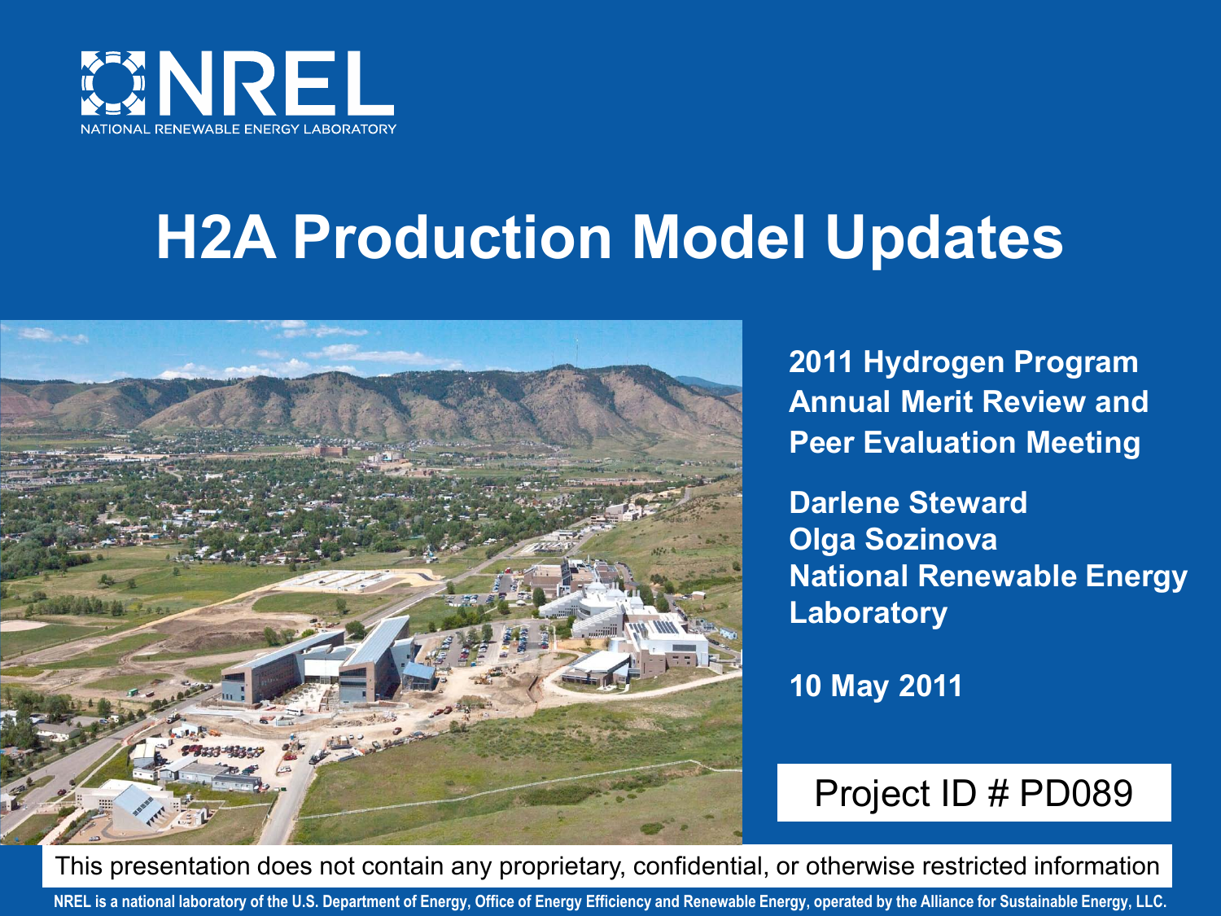NREL

NATIONAL RENEWABLE ENERGY LABORATORY

# H2A Production Model Updates

**2011 Hydrogen Program Annual Merit Review and Peer Evaluation Meeting**

**Darlene Steward**
**Olga Sozinova**
**National Renewable Energy Laboratory**

**10 May 2011**

Project ID # PD089

This presentation does not contain any proprietary, confidential, or otherwise restricted information

**NREL is a national laboratory of the U.S. Department of Energy, Office of Energy Efficiency and Renewable Energy, operated by the Alliance for Sustainable Energy, LLC.**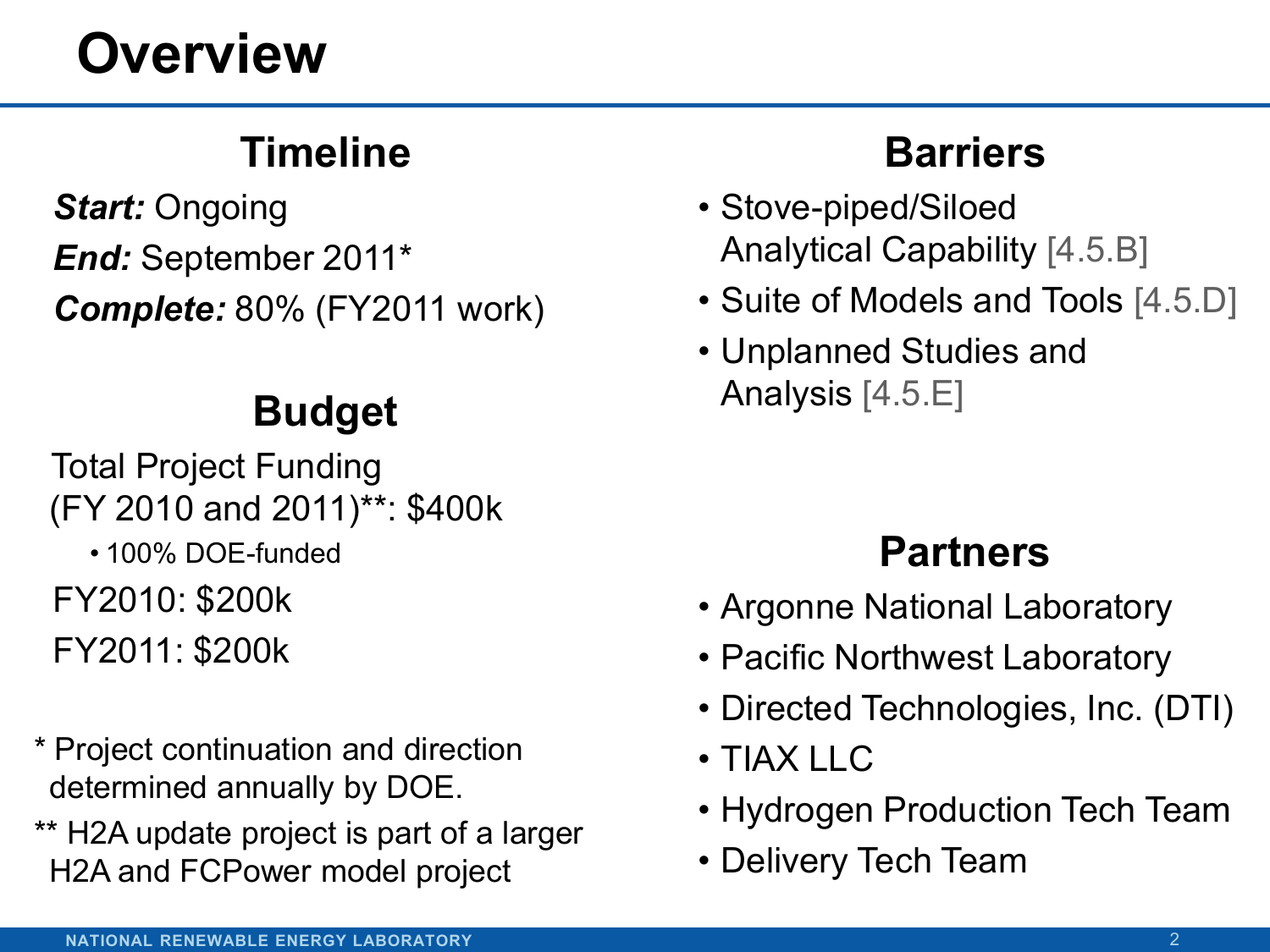# Overview

## Timeline

***Start:*** Ongoing

***End:*** September 2011*

***Complete:*** 80% (FY2011 work)

## Budget

Total Project Funding (FY 2010 and 2011)**: $400k

- 100% DOE-funded

FY2010: $200k

FY2011: $200k

* Project continuation and direction determined annually by DOE.

** H2A update project is part of a larger H2A and FCPower model project

## Barriers

- Stove-piped/Siloed Analytical Capability [4.5.B]
- Suite of Models and Tools [4.5.D]
- Unplanned Studies and Analysis [4.5.E]

## Partners

- Argonne National Laboratory
- Pacific Northwest Laboratory
- Directed Technologies, Inc. (DTI)
- TIAX LLC
- Hydrogen Production Tech Team
- Delivery Tech Team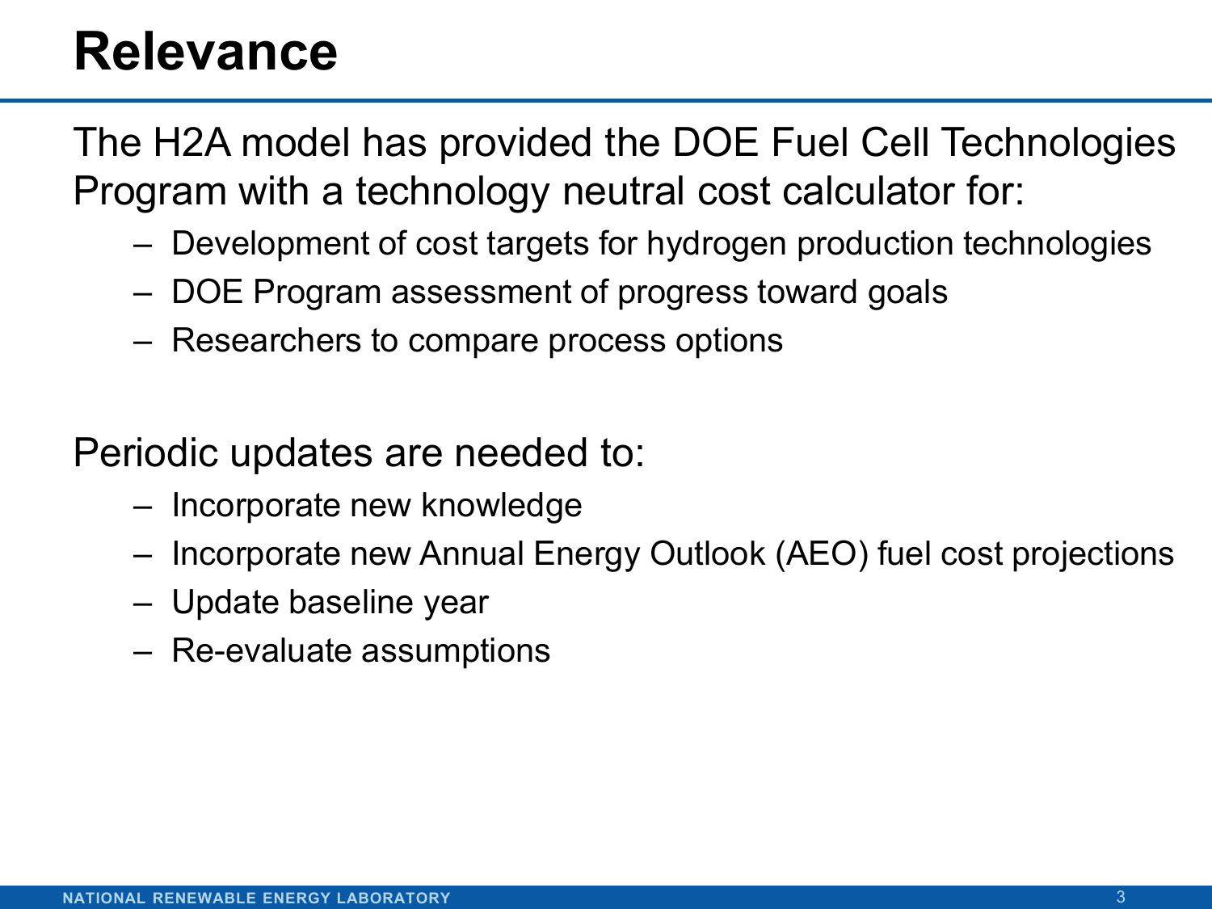# Relevance

The H2A model has provided the DOE Fuel Cell Technologies Program with a technology neutral cost calculator for:

- Development of cost targets for hydrogen production technologies
- DOE Program assessment of progress toward goals
- Researchers to compare process options

Periodic updates are needed to:

- Incorporate new knowledge
- Incorporate new Annual Energy Outlook (AEO) fuel cost projections
- Update baseline year
- Re-evaluate assumptions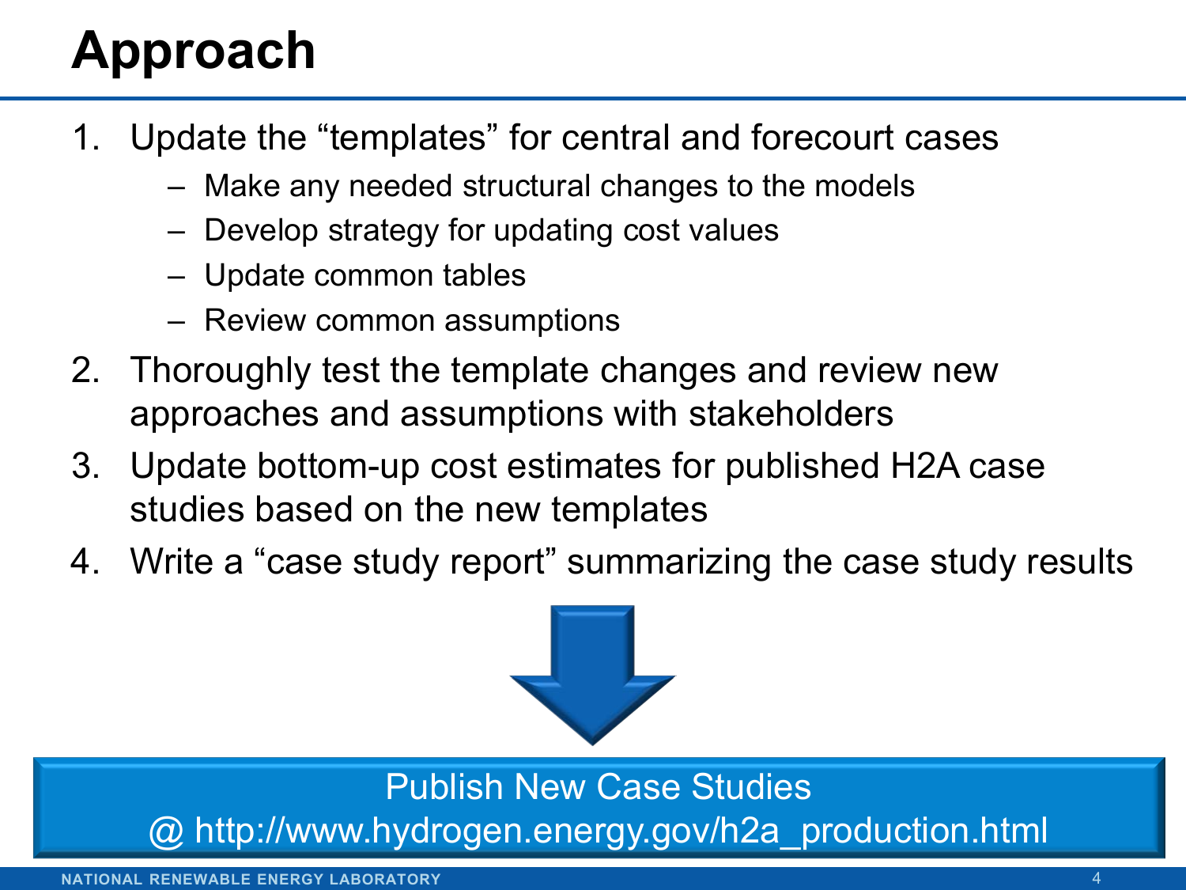# Approach

1. Update the “templates” for central and forecourt cases
   - Make any needed structural changes to the models
   - Develop strategy for updating cost values
   - Update common tables
   - Review common assumptions
2. Thoroughly test the template changes and review new approaches and assumptions with stakeholders
3. Update bottom-up cost estimates for published H2A case studies based on the new templates
4. Write a “case study report” summarizing the case study results

Publish New Case Studies
@ http://www.hydrogen.energy.gov/h2a_production.html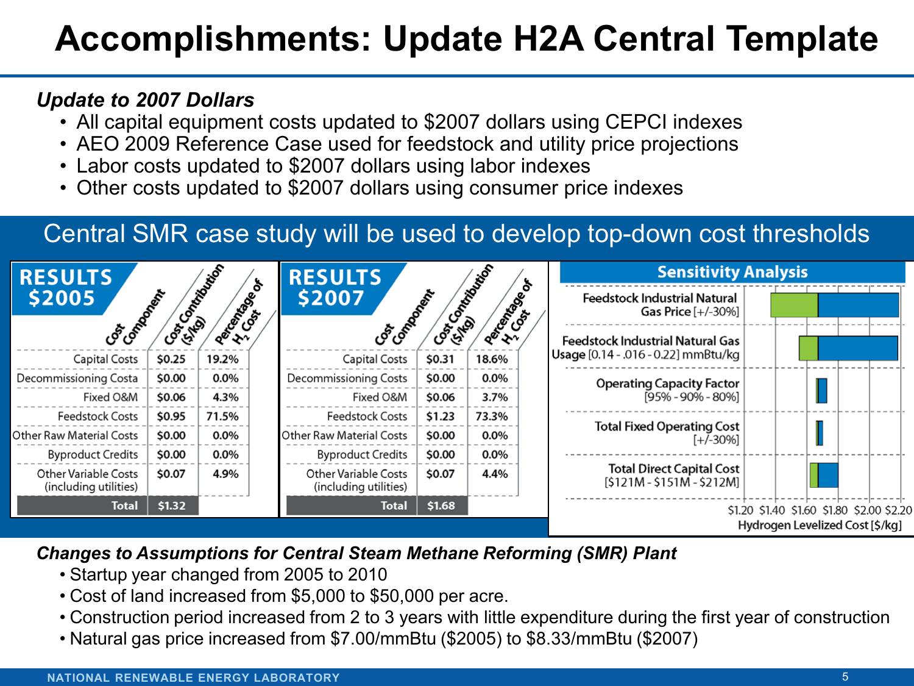# Accomplishments: Update H2A Central Template

***Update to 2007 Dollars***

- All capital equipment costs updated to $2007 dollars using CEPCI indexes
- AEO 2009 Reference Case used for feedstock and utility price projections
- Labor costs updated to $2007 dollars using labor indexes
- Other costs updated to $2007 dollars using consumer price indexes

## Central SMR case study will be used to develop top-down cost thresholds

**RESULTS $2005**

| Cost Component | Cost Contribution ($/kg) | Percentage of $H_2$ Cost |
|---|---|---|
| Capital Costs | $0.25 | 19.2% |
| Decommissioning Costa | $0.00 | 0.0% |
| Fixed O&M | $0.06 | 4.3% |
| Feedstock Costs | $0.95 | 71.5% |
| Other Raw Material Costs | $0.00 | 0.0% |
| Byproduct Credits | $0.00 | 0.0% |
| Other Variable Costs (including utilities) | $0.07 | 4.9% |
| **Total** | **$1.32** | |

**RESULTS $2007**

| Cost Component | Cost Contribution ($/kg) | Percentage of $H_2$ Cost |
|---|---|---|
| Capital Costs | $0.31 | 18.6% |
| Decommissioning Costs | $0.00 | 0.0% |
| Fixed O&M | $0.06 | 3.7% |
| Feedstock Costs | $1.23 | 73.3% |
| Other Raw Material Costs | $0.00 | 0.0% |
| Byproduct Credits | $0.00 | 0.0% |
| Other Variable Costs (including utilities) | $0.07 | 4.4% |
| **Total** | **$1.68** | |

**Sensitivity Analysis**

- Feedstock Industrial Natural Gas Price [+/-30%]
- Feedstock Industrial Natural Gas Usage [0.14 - .016 - 0.22] mmBtu/kg
- Operating Capacity Factor [95% - 90% - 80%]
- Total Fixed Operating Cost [+/-30%]
- Total Direct Capital Cost [$121M - $151M - $212M]

$1.20 $1.40 $1.60 $1.80 $2.00 $2.20

Hydrogen Levelized Cost [$/kg]

***Changes to Assumptions for Central Steam Methane Reforming (SMR) Plant***

- Startup year changed from 2005 to 2010
- Cost of land increased from $5,000 to $50,000 per acre.
- Construction period increased from 2 to 3 years with little expenditure during the first year of construction
- Natural gas price increased from $7.00/mmBtu ($2005) to $8.33/mmBtu ($2007)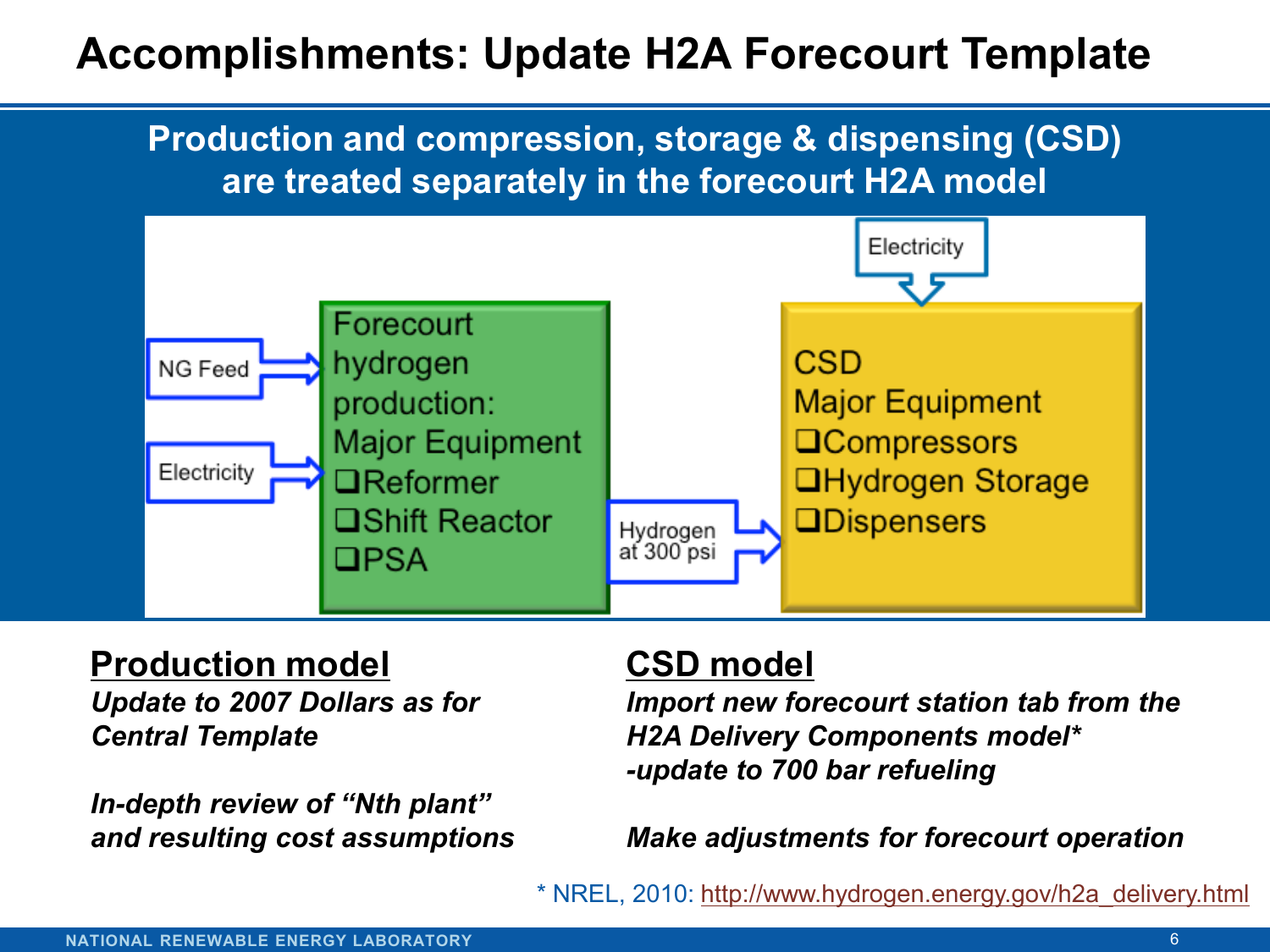# Accomplishments: Update H2A Forecourt Template

**Production and compression, storage & dispensing (CSD) are treated separately in the forecourt H2A model**

NG Feed

Electricity

Forecourt hydrogen production:
Major Equipment
❑Reformer
❑Shift Reactor
❑PSA

Hydrogen at 300 psi

Electricity

CSD
Major Equipment
❑Compressors
❑Hydrogen Storage
❑Dispensers

## Production model

***Update to 2007 Dollars as for Central Template***

***In-depth review of "Nth plant" and resulting cost assumptions***

## CSD model

***Import new forecourt station tab from the H2A Delivery Components model****
***-update to 700 bar refueling***

***Make adjustments for forecourt operation***

* NREL, 2010: http://www.hydrogen.energy.gov/h2a_delivery.html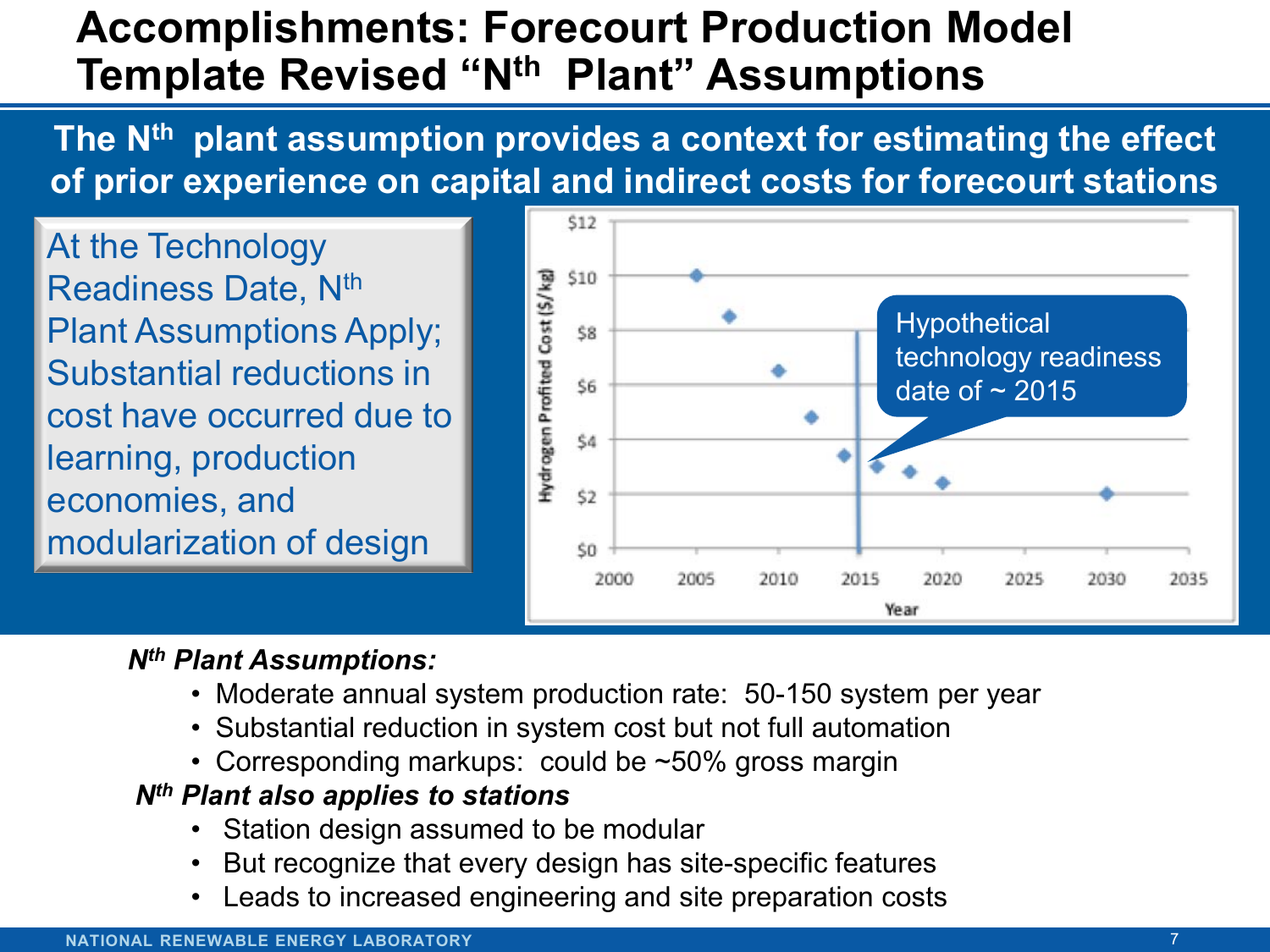# Accomplishments: Forecourt Production Model Template Revised “N$^{th}$ Plant” Assumptions

**The N$^{th}$ plant assumption provides a context for estimating the effect of prior experience on capital and indirect costs for forecourt stations**

At the Technology Readiness Date, N$^{th}$ Plant Assumptions Apply; Substantial reductions in cost have occurred due to learning, production economies, and modularization of design

Hydrogen Profited Cost ($/kg)

$12
$10
$8
$6
$4
$2
$0

2000 2005 2010 2015 2020 2025 2030 2035

Year

Hypothetical technology readiness date of ~ 2015

***N$^{th}$ Plant Assumptions:***

- Moderate annual system production rate: 50-150 system per year
- Substantial reduction in system cost but not full automation
- Corresponding markups: could be ~50% gross margin

***N$^{th}$ Plant also applies to stations***

- Station design assumed to be modular
- But recognize that every design has site-specific features
- Leads to increased engineering and site preparation costs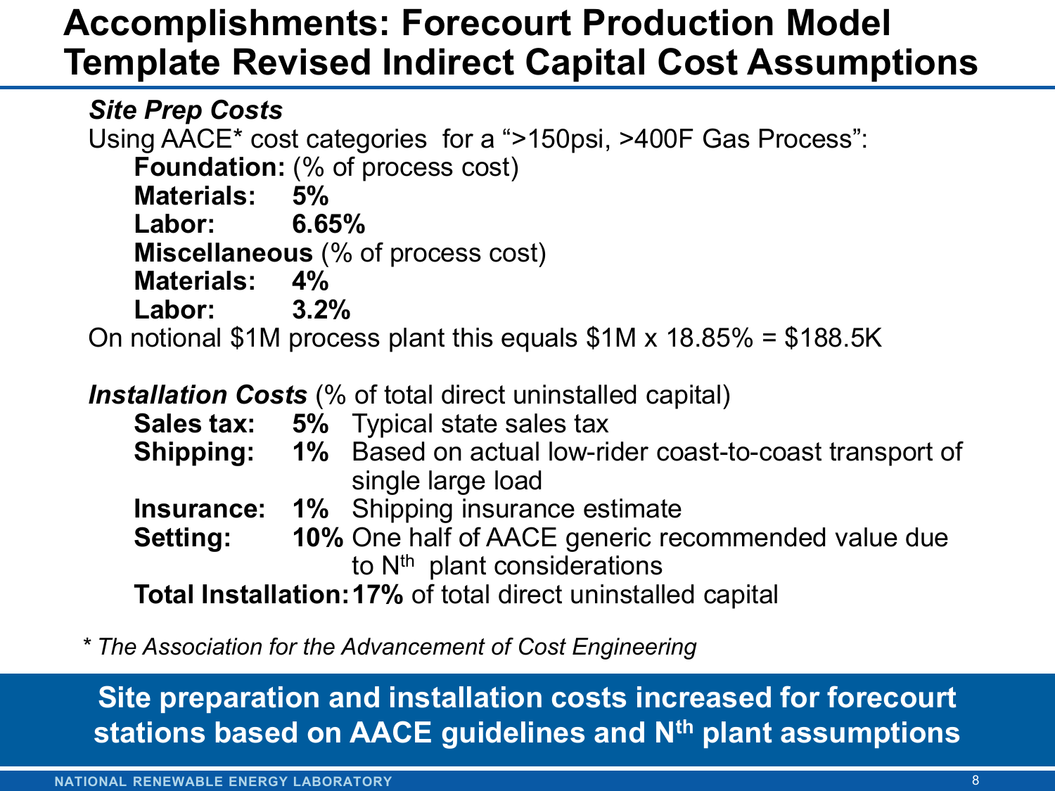# Accomplishments: Forecourt Production Model Template Revised Indirect Capital Cost Assumptions

***Site Prep Costs***

Using AACE* cost categories for a ">150psi, >400F Gas Process":

**Foundation:** (% of process cost)
**Materials: 5%**
**Labor: 6.65%**
**Miscellaneous** (% of process cost)
**Materials: 4%**
**Labor: 3.2%**

On notional \$1M process plant this equals \$1M x 18.85% = \$188.5K

***Installation Costs*** (% of total direct uninstalled capital)

| | | |
|---|---|---|
| **Sales tax:** | **5%** | Typical state sales tax |
| **Shipping:** | **1%** | Based on actual low-rider coast-to-coast transport of single large load |
| **Insurance:** | **1%** | Shipping insurance estimate |
| **Setting:** | **10%** | One half of AACE generic recommended value due to $N^{th}$ plant considerations |

**Total Installation: 17%** of total direct uninstalled capital

* *The Association for the Advancement of Cost Engineering*

**Site preparation and installation costs increased for forecourt stations based on AACE guidelines and $N^{th}$ plant assumptions**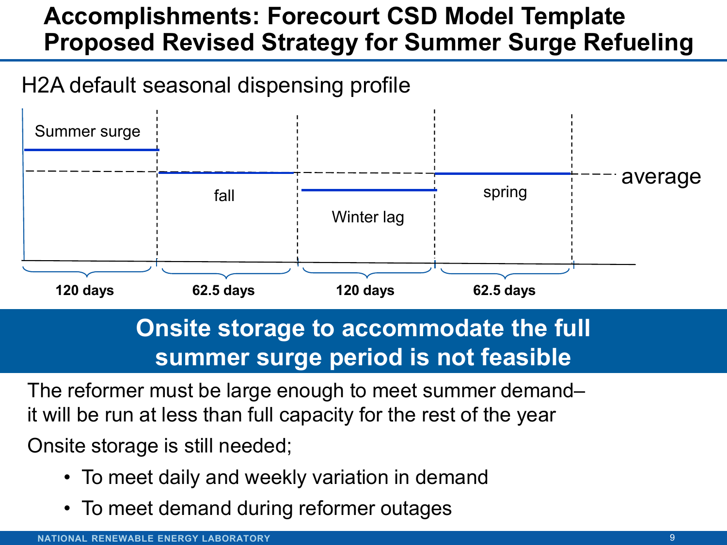# Accomplishments: Forecourt CSD Model Template
# Proposed Revised Strategy for Summer Surge Refueling

H2A default seasonal dispensing profile

Summer surge | fall | Winter lag | spring | average

120 days | 62.5 days | 120 days | 62.5 days

**Onsite storage to accommodate the full summer surge period is not feasible**

The reformer must be large enough to meet summer demand– it will be run at less than full capacity for the rest of the year

Onsite storage is still needed;

- To meet daily and weekly variation in demand
- To meet demand during reformer outages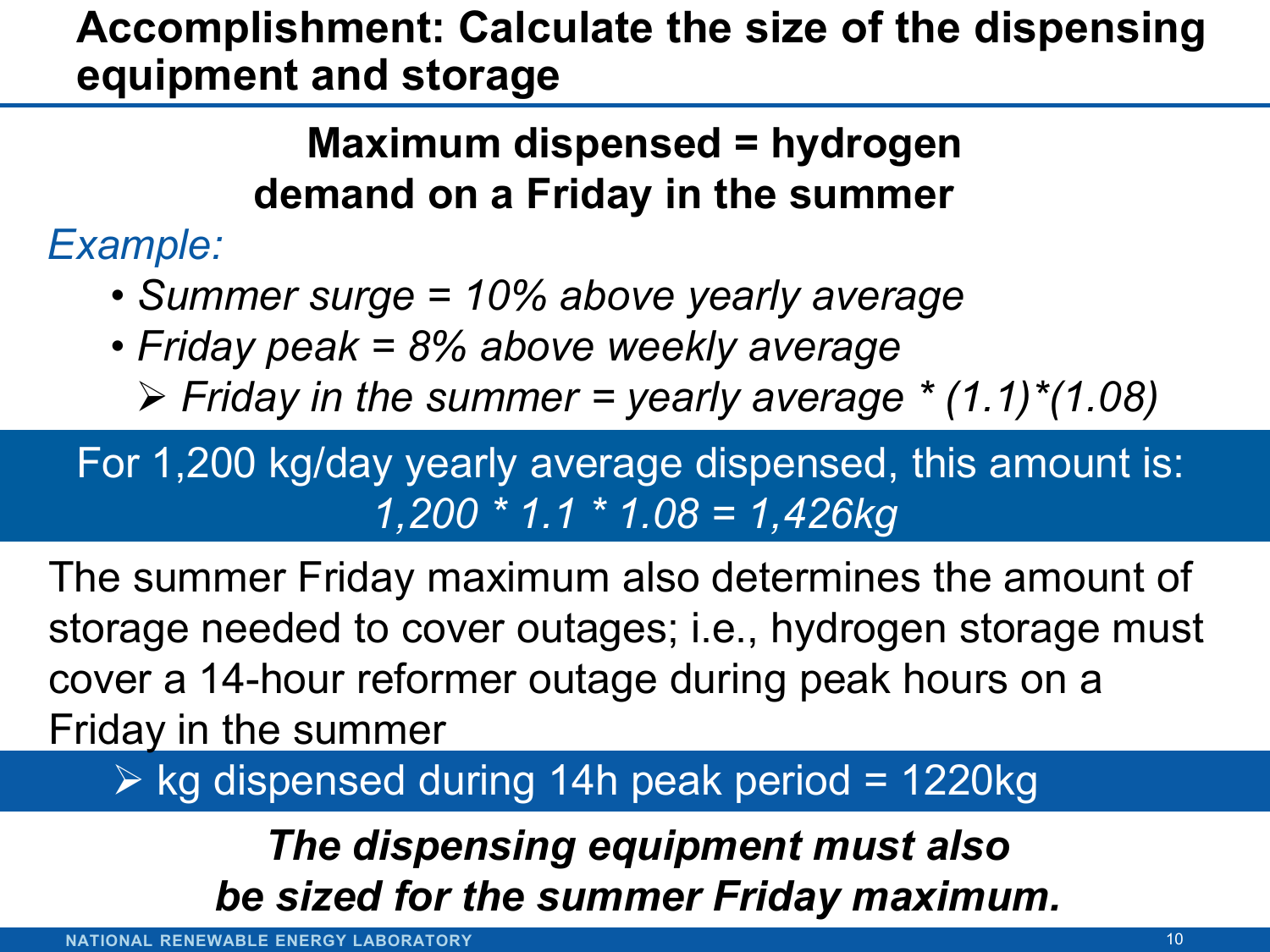# Accomplishment: Calculate the size of the dispensing equipment and storage

**Maximum dispensed = hydrogen demand on a Friday in the summer**

*Example:*

- *Summer surge = 10% above yearly average*
- *Friday peak = 8% above weekly average*
  - ➢ *Friday in the summer = yearly average * (1.1)*(1.08)*

For 1,200 kg/day yearly average dispensed, this amount is:
*1,200 * 1.1 * 1.08 = 1,426kg*

The summer Friday maximum also determines the amount of storage needed to cover outages; i.e., hydrogen storage must cover a 14-hour reformer outage during peak hours on a Friday in the summer

- ➢ kg dispensed during 14h peak period = 1220kg

***The dispensing equipment must also be sized for the summer Friday maximum.***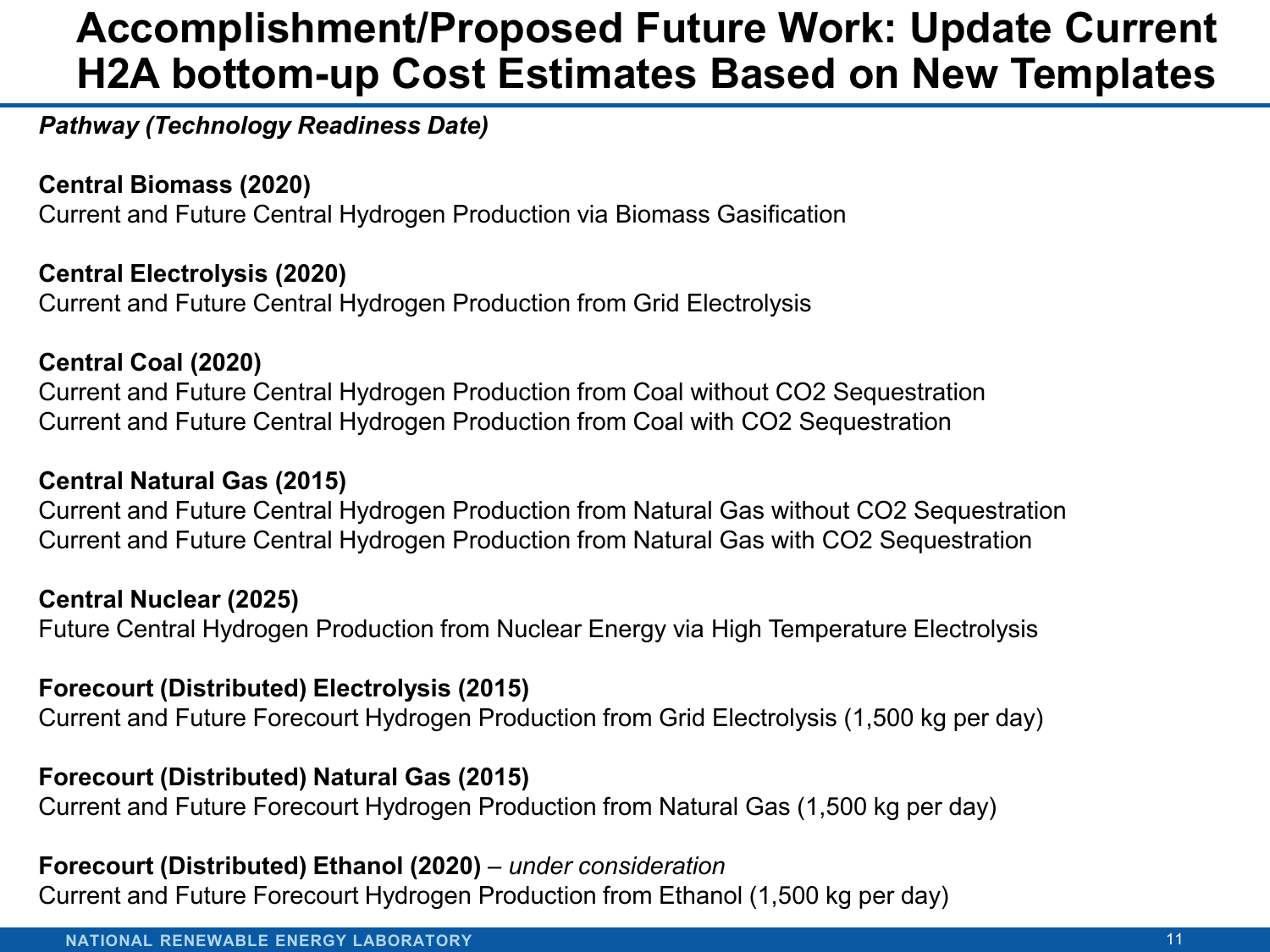# Accomplishment/Proposed Future Work: Update Current H2A bottom-up Cost Estimates Based on New Templates

***Pathway (Technology Readiness Date)***

**Central Biomass (2020)**
Current and Future Central Hydrogen Production via Biomass Gasification

**Central Electrolysis (2020)**
Current and Future Central Hydrogen Production from Grid Electrolysis

**Central Coal (2020)**
Current and Future Central Hydrogen Production from Coal without CO2 Sequestration
Current and Future Central Hydrogen Production from Coal with CO2 Sequestration

**Central Natural Gas (2015)**
Current and Future Central Hydrogen Production from Natural Gas without CO2 Sequestration
Current and Future Central Hydrogen Production from Natural Gas with CO2 Sequestration

**Central Nuclear (2025)**
Future Central Hydrogen Production from Nuclear Energy via High Temperature Electrolysis

**Forecourt (Distributed) Electrolysis (2015)**
Current and Future Forecourt Hydrogen Production from Grid Electrolysis (1,500 kg per day)

**Forecourt (Distributed) Natural Gas (2015)**
Current and Future Forecourt Hydrogen Production from Natural Gas (1,500 kg per day)

**Forecourt (Distributed) Ethanol (2020)** – *under consideration*
Current and Future Forecourt Hydrogen Production from Ethanol (1,500 kg per day)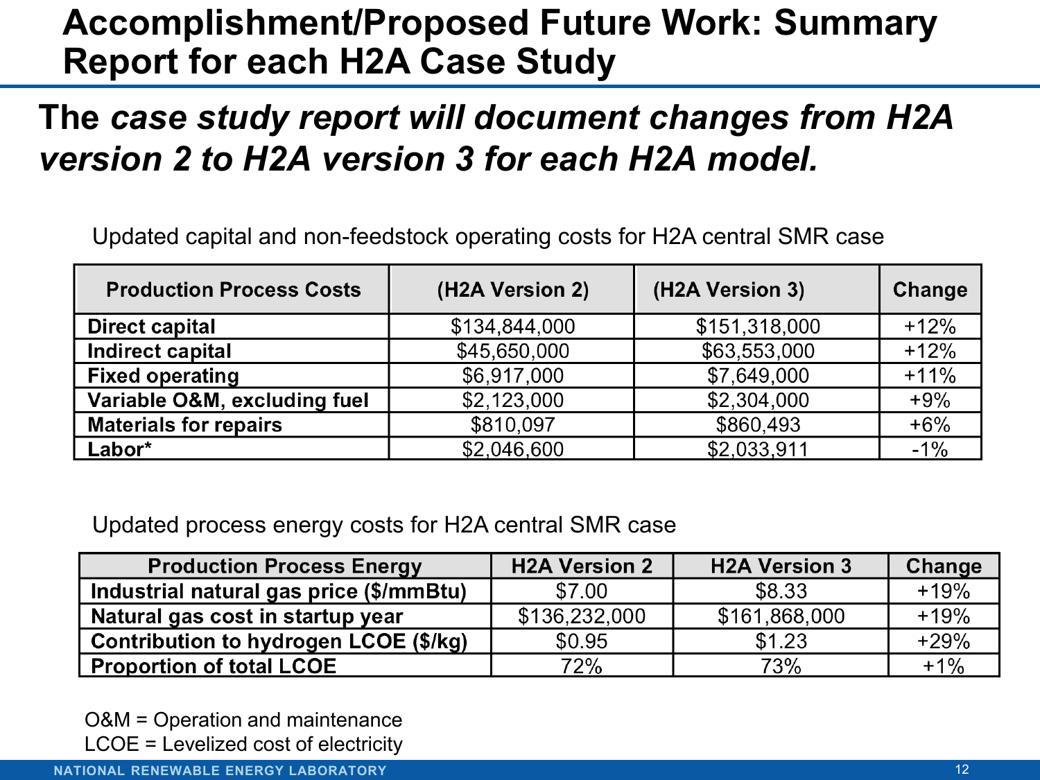# Accomplishment/Proposed Future Work: Summary Report for each H2A Case Study

## The *case study report will document changes from H2A version 2 to H2A version 3 for each H2A model.*

Updated capital and non-feedstock operating costs for H2A central SMR case

| Production Process Costs | (H2A Version 2) | (H2A Version 3) | Change |
|---|---|---|---|
| **Direct capital** | $134,844,000 | $151,318,000 | +12% |
| **Indirect capital** | $45,650,000 | $63,553,000 | +12% |
| **Fixed operating** | $6,917,000 | $7,649,000 | +11% |
| **Variable O&M, excluding fuel** | $2,123,000 | $2,304,000 | +9% |
| **Materials for repairs** | $810,097 | $860,493 | +6% |
| **Labor*** | $2,046,600 | $2,033,911 | -1% |

Updated process energy costs for H2A central SMR case

| Production Process Energy | H2A Version 2 | H2A Version 3 | Change |
|---|---|---|---|
| **Industrial natural gas price ($/mmBtu)** | $7.00 | $8.33 | +19% |
| **Natural gas cost in startup year** | $136,232,000 | $161,868,000 | +19% |
| **Contribution to hydrogen LCOE ($/kg)** | $0.95 | $1.23 | +29% |
| **Proportion of total LCOE** | 72% | 73% | +1% |

O&M = Operation and maintenance
LCOE = Levelized cost of electricity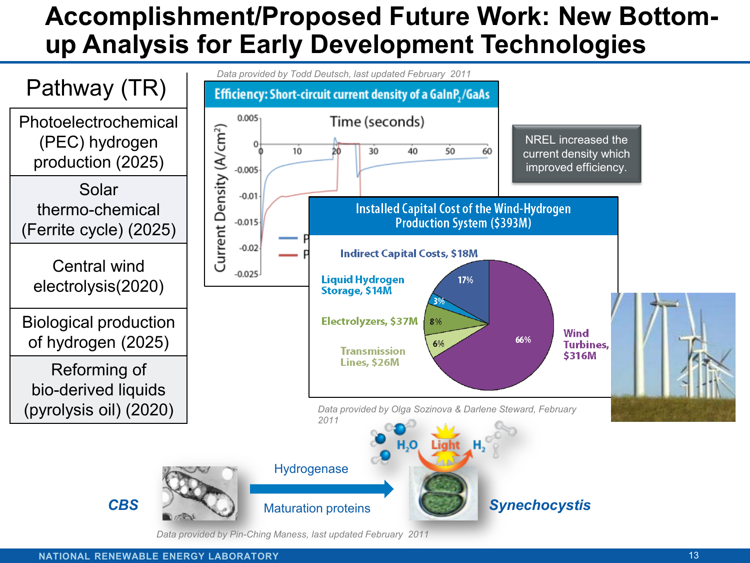# Accomplishment/Proposed Future Work: New Bottom-up Analysis for Early Development Technologies

| Pathway (TR) |
|---|
| Photoelectrochemical (PEC) hydrogen production (2025) |
| Solar thermo-chemical (Ferrite cycle) (2025) |
| Central wind electrolysis(2020) |
| Biological production of hydrogen (2025) |
| Reforming of bio-derived liquids (pyrolysis oil) (2020) |

*Data provided by Todd Deutsch, last updated February 2011*

**Efficiency: Short-circuit current density of a $GaInP_2$/GaAs**

Time (seconds)

Current Density ($A/cm^2$)

0.005
0
-0.005
-0.01
-0.015
-0.02
-0.025

0
10
20
30
40
50
60

NREL increased the current density which improved efficiency.

**Installed Capital Cost of the Wind-Hydrogen Production System ($393M)**

Indirect Capital Costs, $18M
Liquid Hydrogen Storage, $14M
Electrolyzers, $37M
Transmission Lines, $26M
Wind Turbines, $316M

17%
3%
8%
6%
66%

*Data provided by Olga Sozinova & Darlene Steward, February 2011*

$H_2O$
Light
$H_2$

*CBS*

Hydrogenase

Maturation proteins

*Synechocystis*

*Data provided by Pin-Ching Maness, last updated February 2011*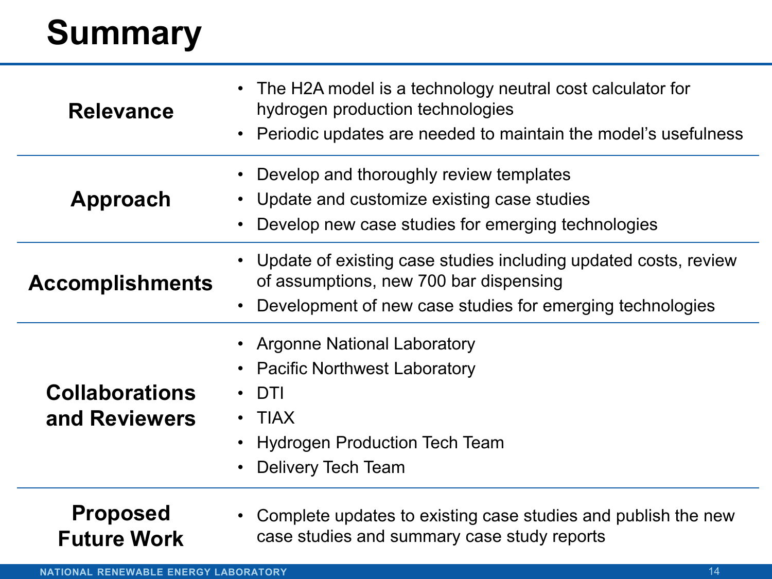# Summary

| | |
|---|---|
| **Relevance** | • The H2A model is a technology neutral cost calculator for hydrogen production technologies<br>• Periodic updates are needed to maintain the model's usefulness |
| **Approach** | • Develop and thoroughly review templates<br>• Update and customize existing case studies<br>• Develop new case studies for emerging technologies |
| **Accomplishments** | • Update of existing case studies including updated costs, review of assumptions, new 700 bar dispensing<br>• Development of new case studies for emerging technologies |
| **Collaborations and Reviewers** | • Argonne National Laboratory<br>• Pacific Northwest Laboratory<br>• DTI<br>• TIAX<br>• Hydrogen Production Tech Team<br>• Delivery Tech Team |
| **Proposed Future Work** | • Complete updates to existing case studies and publish the new case studies and summary case study reports |